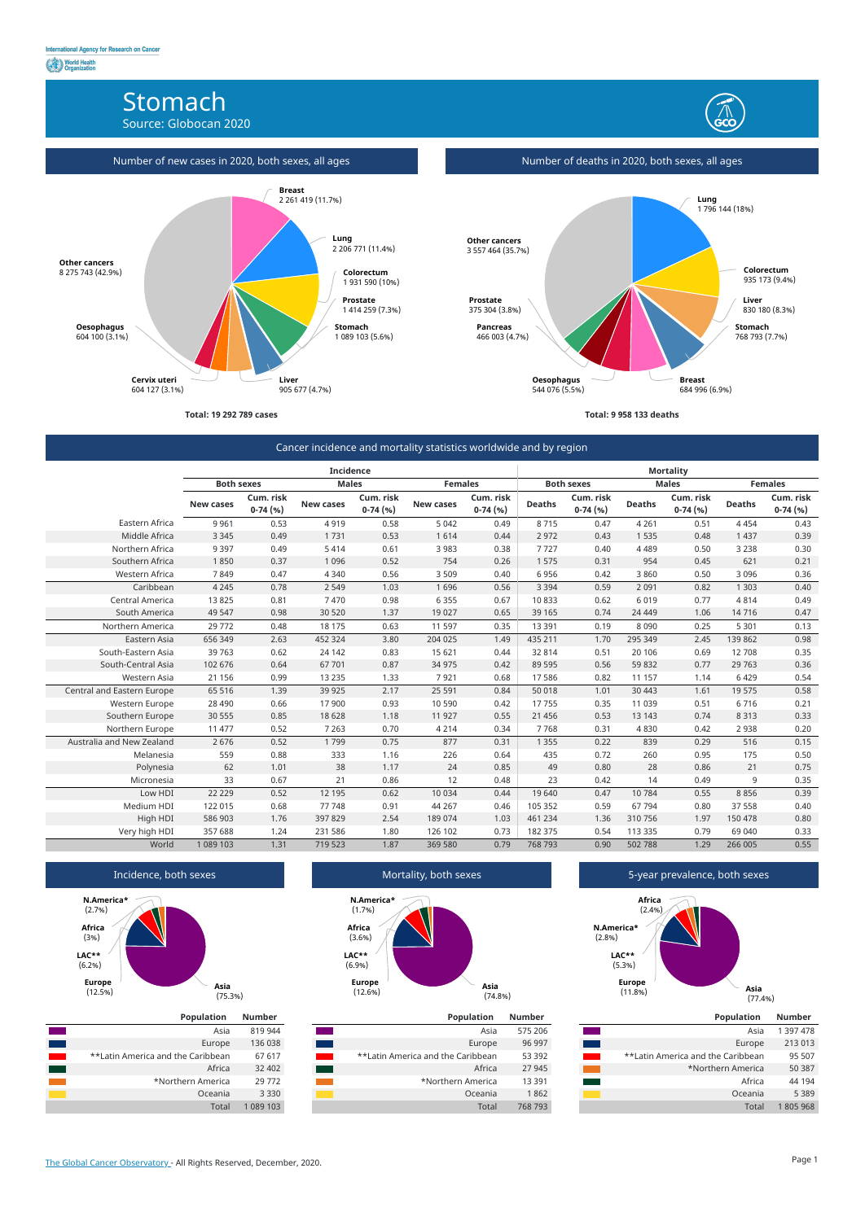International Agency for Research on Cancer

World Health Organization

# Stomach

Source: Globocan 2020

## Number of new cases in 2020, both sexes, all ages

Breast
2 261 419 (11.7%)

Lung
2 206 771 (11.4%)

Colorectum
1 931 590 (10%)

Prostate
1 414 259 (7.3%)

Stomach
1 089 103 (5.6%)

Liver
905 677 (4.7%)

Cervix uteri
604 127 (3.1%)

Oesophagus
604 100 (3.1%)

Other cancers
8 275 743 (42.9%)

Total: 19 292 789 cases

## Number of deaths in 2020, both sexes, all ages

Lung
1 796 144 (18%)

Colorectum
935 173 (9.4%)

Liver
830 180 (8.3%)

Stomach
768 793 (7.7%)

Breast
684 996 (6.9%)

Oesophagus
544 076 (5.5%)

Pancreas
466 003 (4.7%)

Prostate
375 304 (3.8%)

Other cancers
3 557 464 (35.7%)

Total: 9 958 133 deaths

## Cancer incidence and mortality statistics worldwide and by region

| | Incidence | | | | | | Mortality | | | | | |
|---|---|---|---|---|---|---|---|---|---|---|---|---|
| | Both sexes | | Males | | Females | | Both sexes | | Males | | Females | |
| | New cases | Cum. risk 0-74 (%) | New cases | Cum. risk 0-74 (%) | New cases | Cum. risk 0-74 (%) | Deaths | Cum. risk 0-74 (%) | Deaths | Cum. risk 0-74 (%) | Deaths | Cum. risk 0-74 (%) |
| Eastern Africa | 9 961 | 0.53 | 4 919 | 0.58 | 5 042 | 0.49 | 8 715 | 0.47 | 4 261 | 0.51 | 4 454 | 0.43 |
| Middle Africa | 3 345 | 0.49 | 1 731 | 0.53 | 1 614 | 0.44 | 2 972 | 0.43 | 1 535 | 0.48 | 1 437 | 0.39 |
| Northern Africa | 9 397 | 0.49 | 5 414 | 0.61 | 3 983 | 0.38 | 7 727 | 0.40 | 4 489 | 0.50 | 3 238 | 0.30 |
| Southern Africa | 1 850 | 0.37 | 1 096 | 0.52 | 754 | 0.26 | 1 575 | 0.31 | 954 | 0.45 | 621 | 0.21 |
| Western Africa | 7 849 | 0.47 | 4 340 | 0.56 | 3 509 | 0.40 | 6 956 | 0.42 | 3 860 | 0.50 | 3 096 | 0.36 |
| Caribbean | 4 245 | 0.78 | 2 549 | 1.03 | 1 696 | 0.56 | 3 394 | 0.59 | 2 091 | 0.82 | 1 303 | 0.40 |
| Central America | 13 825 | 0.81 | 7 470 | 0.98 | 6 355 | 0.67 | 10 833 | 0.62 | 6 019 | 0.77 | 4 814 | 0.49 |
| South America | 49 547 | 0.98 | 30 520 | 1.37 | 19 027 | 0.65 | 39 165 | 0.74 | 24 449 | 1.06 | 14 716 | 0.47 |
| Northern America | 29 772 | 0.48 | 18 175 | 0.63 | 11 597 | 0.35 | 13 391 | 0.19 | 8 090 | 0.25 | 5 301 | 0.13 |
| Eastern Asia | 656 349 | 2.63 | 452 324 | 3.80 | 204 025 | 1.49 | 435 211 | 1.70 | 295 349 | 2.45 | 139 862 | 0.98 |
| South-Eastern Asia | 39 763 | 0.62 | 24 142 | 0.83 | 15 621 | 0.44 | 32 814 | 0.51 | 20 106 | 0.69 | 12 708 | 0.35 |
| South-Central Asia | 102 676 | 0.64 | 67 701 | 0.87 | 34 975 | 0.42 | 89 595 | 0.56 | 59 832 | 0.77 | 29 763 | 0.36 |
| Western Asia | 21 156 | 0.99 | 13 235 | 1.33 | 7 921 | 0.68 | 17 586 | 0.82 | 11 157 | 1.14 | 6 429 | 0.54 |
| Central and Eastern Europe | 65 516 | 1.39 | 39 925 | 2.17 | 25 591 | 0.84 | 50 018 | 1.01 | 30 443 | 1.61 | 19 575 | 0.58 |
| Western Europe | 28 490 | 0.66 | 17 900 | 0.93 | 10 590 | 0.42 | 17 755 | 0.35 | 11 039 | 0.51 | 6 716 | 0.21 |
| Southern Europe | 30 555 | 0.85 | 18 628 | 1.18 | 11 927 | 0.55 | 21 456 | 0.53 | 13 143 | 0.74 | 8 313 | 0.33 |
| Northern Europe | 11 477 | 0.52 | 7 263 | 0.70 | 4 214 | 0.34 | 7 768 | 0.31 | 4 830 | 0.42 | 2 938 | 0.20 |
| Australia and New Zealand | 2 676 | 0.52 | 1 799 | 0.75 | 877 | 0.31 | 1 355 | 0.22 | 839 | 0.29 | 516 | 0.15 |
| Melanesia | 559 | 0.88 | 333 | 1.16 | 226 | 0.64 | 435 | 0.72 | 260 | 0.95 | 175 | 0.50 |
| Polynesia | 62 | 1.01 | 38 | 1.17 | 24 | 0.85 | 49 | 0.80 | 28 | 0.86 | 21 | 0.75 |
| Micronesia | 33 | 0.67 | 21 | 0.86 | 12 | 0.48 | 23 | 0.42 | 14 | 0.49 | 9 | 0.35 |
| Low HDI | 22 229 | 0.52 | 12 195 | 0.62 | 10 034 | 0.44 | 19 640 | 0.47 | 10 784 | 0.55 | 8 856 | 0.39 |
| Medium HDI | 122 015 | 0.68 | 77 748 | 0.91 | 44 267 | 0.46 | 105 352 | 0.59 | 67 794 | 0.80 | 37 558 | 0.40 |
| High HDI | 586 903 | 1.76 | 397 829 | 2.54 | 189 074 | 1.03 | 461 234 | 1.36 | 310 756 | 1.97 | 150 478 | 0.80 |
| Very high HDI | 357 688 | 1.24 | 231 586 | 1.80 | 126 102 | 0.73 | 182 375 | 0.54 | 113 335 | 0.79 | 69 040 | 0.33 |
| World | 1 089 103 | 1.31 | 719 523 | 1.87 | 369 580 | 0.79 | 768 793 | 0.90 | 502 788 | 1.29 | 266 005 | 0.55 |

## Incidence, both sexes

N.America* (2.7%), Africa (3%), LAC** (6.2%), Europe (12.5%), Asia (75.3%)

| Population | Number |
|---|---|
| Asia | 819 944 |
| Europe | 136 038 |
| **Latin America and the Caribbean | 67 617 |
| Africa | 32 402 |
| *Northern America | 29 772 |
| Oceania | 3 330 |
| Total | 1 089 103 |

## Mortality, both sexes

N.America* (1.7%), Africa (3.6%), LAC** (6.9%), Europe (12.6%), Asia (74.8%)

| Population | Number |
|---|---|
| Asia | 575 206 |
| Europe | 96 997 |
| **Latin America and the Caribbean | 53 392 |
| Africa | 27 945 |
| *Northern America | 13 391 |
| Oceania | 1 862 |
| Total | 768 793 |

## 5-year prevalence, both sexes

Africa (2.4%), N.America* (2.8%), LAC** (5.3%), Europe (11.8%), Asia (77.4%)

| Population | Number |
|---|---|
| Asia | 1 397 478 |
| Europe | 213 013 |
| **Latin America and the Caribbean | 95 507 |
| *Northern America | 50 387 |
| Africa | 44 194 |
| Oceania | 5 389 |
| Total | 1 805 968 |

The Global Cancer Observatory - All Rights Reserved, December, 2020.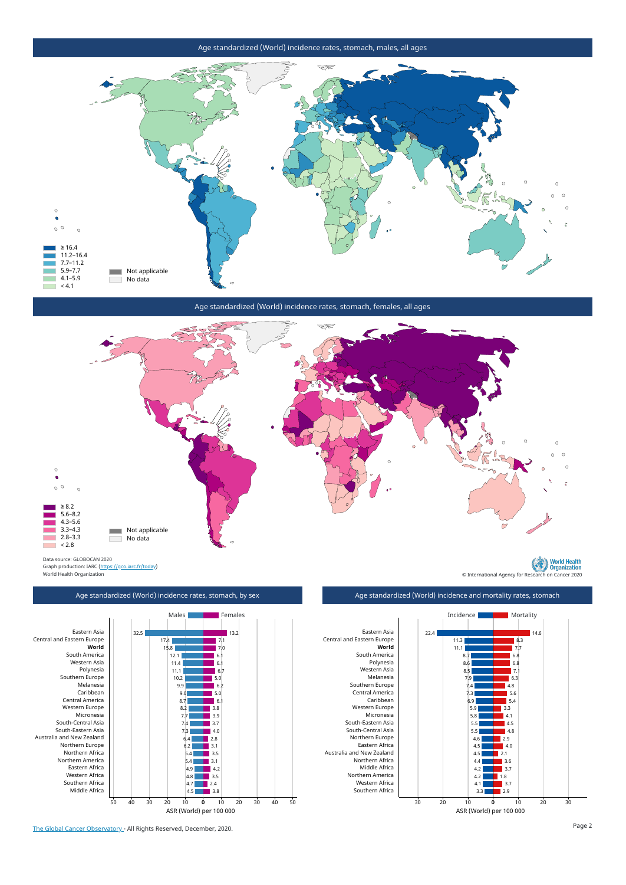## Age standardized (World) incidence rates, stomach, males, all ages

≥ 16.4
11.2–16.4
7.7–11.2
5.9–7.7
4.1–5.9
< 4.1
Not applicable
No data

## Age standardized (World) incidence rates, stomach, females, all ages

≥ 8.2
5.6–8.2
4.3–5.6
3.3–4.3
2.8–3.3
< 2.8
Not applicable
No data

Data source: GLOBOCAN 2020
Graph production: IARC (https://gco.iarc.fr/today)
World Health Organization

World Health Organization

© International Agency for Research on Cancer 2020

## Age standardized (World) incidence rates, stomach, by sex

Males
Females

Eastern Asia 32.5 13.2
Central and Eastern Europe 17.4 7.1
**World** 15.8 7.0
South America 12.1 6.1
Western Asia 11.4 6.1
Polynesia 11.1 6.7
Southern Europe 10.2 5.0
Melanesia 9.9 6.2
Caribbean 9.0 5.0
Central America 8.7 6.1
Western Europe 8.2 3.8
Micronesia 7.7 3.9
South-Central Asia 7.4 3.7
South-Eastern Asia 7.3 4.0
Australia and New Zealand 6.4 2.8
Northern Europe 6.2 3.1
Northern Africa 5.4 3.5
Northern America 5.4 3.1
Eastern Africa 4.9 4.2
Western Africa 4.8 3.5
Southern Africa 4.7 2.4
Middle Africa 4.5 3.8

50 40 30 20 10 0 10 20 30 40 50
ASR (World) per 100 000

## Age standardized (World) incidence and mortality rates, stomach

Incidence
Mortality

Eastern Asia 22.4 14.6
Central and Eastern Europe 11.3 8.3
**World** 11.1 7.7
South America 8.7 6.8
Polynesia 8.6 6.8
Western Asia 8.5 7.1
Melanesia 7.9 6.3
Southern Europe 7.4 4.8
Central America 7.3 5.6
Caribbean 6.9 5.4
Western Europe 5.9 3.3
Micronesia 5.8 4.1
South-Eastern Asia 5.5 4.5
South-Central Asia 5.5 4.8
Northern Europe 4.6 2.9
Eastern Africa 4.5 4.0
Australia and New Zealand 4.5 2.1
Northern Africa 4.4 3.6
Middle Africa 4.2 3.7
Northern America 4.2 1.8
Western Africa 4.1 3.7
Southern Africa 3.3 2.9

30 20 10 0 10 20 30
ASR (World) per 100 000

The Global Cancer Observatory - All Rights Reserved, December, 2020.